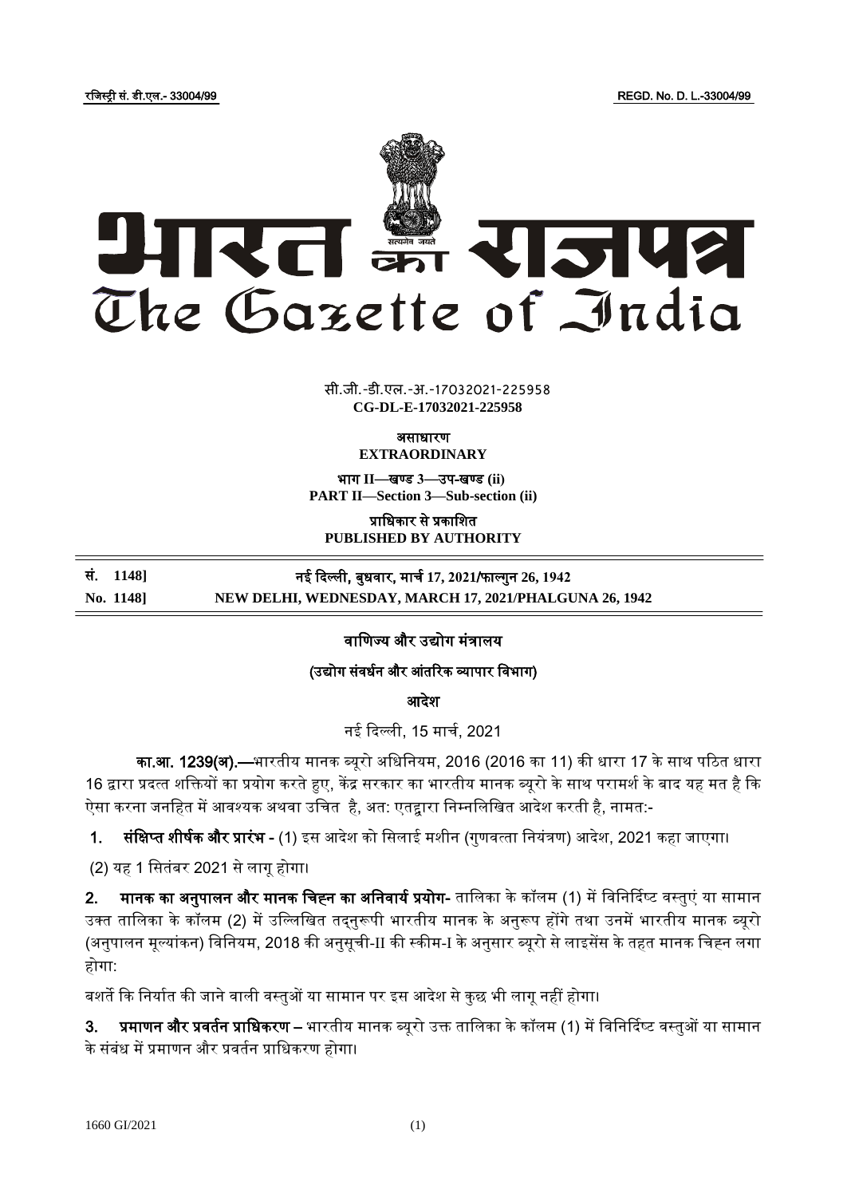रजिस्ट्री सं. डी.एल.- 33004/99 REGD. No. D. L.-33004/99

# भारत का राजपत्र
# The Gazette of India

सी.जी.-डी.एल.-अ.-17032021-225958
**CG-DL-E-17032021-225958**

असाधारण
**EXTRAORDINARY**

भाग II—खण्ड 3—उप-खण्ड (ii)
**PART II—Section 3—Sub-section (ii)**

प्राधिकार से प्रकाशित
**PUBLISHED BY AUTHORITY**

| सं. 1148] | नई दिल्ली, बुधवार, मार्च 17, 2021/फाल्गुन 26, 1942 |
|---|---|
| No. 1148] | NEW DELHI, WEDNESDAY, MARCH 17, 2021/PHALGUNA 26, 1942 |

## वाणिज्य और उद्योग मंत्रालय

### (उद्योग संवर्धन और आंतरिक व्यापार विभाग)

### आदेश

नई दिल्ली, 15 मार्च, 2021

**का.आ. 1239(अ).**—भारतीय मानक ब्यूरो अधिनियम, 2016 (2016 का 11) की धारा 17 के साथ पठित धारा 16 द्वारा प्रदत्त शक्तियों का प्रयोग करते हुए, केंद्र सरकार का भारतीय मानक ब्यूरो के साथ परामर्श के बाद यह मत है कि ऐसा करना जनहित में आवश्यक अथवा उचित है, अत: एतद्वारा निम्नलिखित आदेश करती है, नामत:-

1. **संक्षिप्त शीर्षक और प्रारंभ -** (1) इस आदेश को सिलाई मशीन (गुणवत्ता नियंत्रण) आदेश, 2021 कहा जाएगा।

(2) यह 1 सितंबर 2021 से लागू होगा।

2. **मानक का अनुपालन और मानक चिह्न का अनिवार्य प्रयोग-** तालिका के कॉलम (1) में विनिर्दिष्ट वस्तुएं या सामान उक्त तालिका के कॉलम (2) में उल्लिखित तद्नुरूपी भारतीय मानक के अनुरूप होंगे तथा उनमें भारतीय मानक ब्यूरो (अनुपालन मूल्यांकन) विनियम, 2018 की अनुसूची-II की स्कीम-I के अनुसार ब्यूरो से लाइसेंस के तहत मानक चिह्न लगा होगा:

बशर्ते कि निर्यात की जाने वाली वस्तुओं या सामान पर इस आदेश से कुछ भी लागू नहीं होगा।

3. **प्रमाणन और प्रवर्तन प्राधिकरण –** भारतीय मानक ब्यूरो उक्त तालिका के कॉलम (1) में विनिर्दिष्ट वस्तुओं या सामान के संबंध में प्रमाणन और प्रवर्तन प्राधिकरण होगा।

1660 GI/2021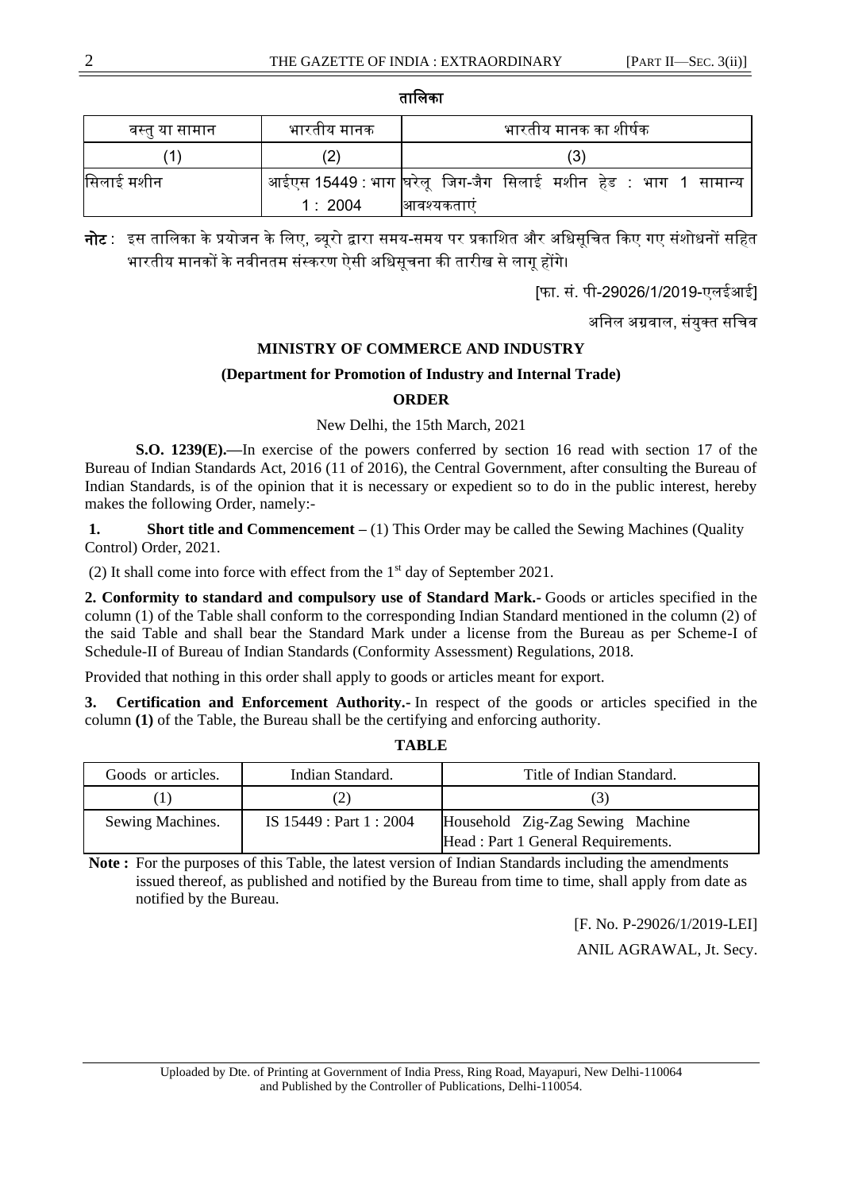**तालिका**

| वस्तु या सामान | भारतीय मानक | भारतीय मानक का शीर्षक |
|---|---|---|
| (1) | (2) | (3) |
| सिलाई मशीन | आईएस 15449 : भाग 1 : 2004 | घरेलू जिग-जैग सिलाई मशीन हेड : भाग 1 सामान्य आवश्यकताएं |

**नोट** : इस तालिका के प्रयोजन के लिए, ब्यूरो द्वारा समय-समय पर प्रकाशित और अधिसूचित किए गए संशोधनों सहित भारतीय मानकों के नवीनतम संस्करण ऐसी अधिसूचना की तारीख से लागू होंगे।

[फा. सं. पी-29026/1/2019-एलईआई]

अनिल अग्रवाल, संयुक्त सचिव

## MINISTRY OF COMMERCE AND INDUSTRY

### (Department for Promotion of Industry and Internal Trade)

### ORDER

New Delhi, the 15th March, 2021

**S.O. 1239(E).**—In exercise of the powers conferred by section 16 read with section 17 of the Bureau of Indian Standards Act, 2016 (11 of 2016), the Central Government, after consulting the Bureau of Indian Standards, is of the opinion that it is necessary or expedient so to do in the public interest, hereby makes the following Order, namely:-

**1. Short title and Commencement** – (1) This Order may be called the Sewing Machines (Quality Control) Order, 2021.

(2) It shall come into force with effect from the 1st day of September 2021.

**2. Conformity to standard and compulsory use of Standard Mark.-** Goods or articles specified in the column (1) of the Table shall conform to the corresponding Indian Standard mentioned in the column (2) of the said Table and shall bear the Standard Mark under a license from the Bureau as per Scheme-I of Schedule-II of Bureau of Indian Standards (Conformity Assessment) Regulations, 2018.

Provided that nothing in this order shall apply to goods or articles meant for export.

**3. Certification and Enforcement Authority.-** In respect of the goods or articles specified in the column **(1)** of the Table, the Bureau shall be the certifying and enforcing authority.

**TABLE**

| Goods or articles. | Indian Standard. | Title of Indian Standard. |
|---|---|---|
| (1) | (2) | (3) |
| Sewing Machines. | IS 15449 : Part 1 : 2004 | Household Zig-Zag Sewing Machine Head : Part 1 General Requirements. |

**Note :** For the purposes of this Table, the latest version of Indian Standards including the amendments issued thereof, as published and notified by the Bureau from time to time, shall apply from date as notified by the Bureau.

[F. No. P-29026/1/2019-LEI]

ANIL AGRAWAL, Jt. Secy.

Uploaded by Dte. of Printing at Government of India Press, Ring Road, Mayapuri, New Delhi-110064 and Published by the Controller of Publications, Delhi-110054.